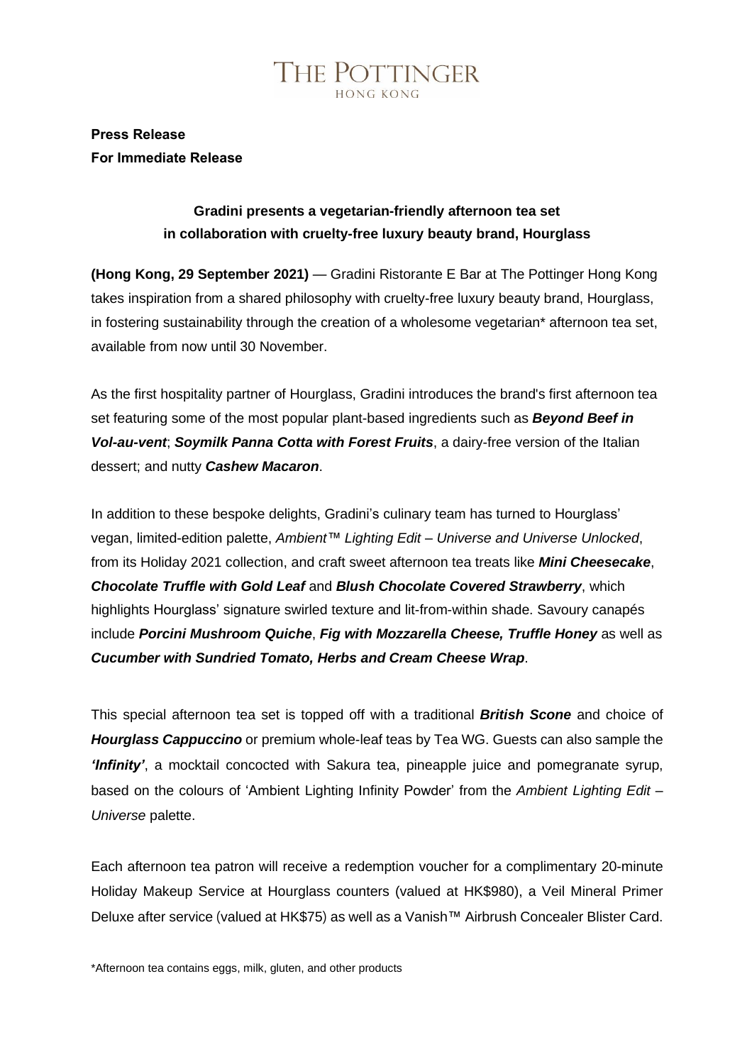THE POTTINGER
HONG KONG

**Press Release**
**For Immediate Release**

## Gradini presents a vegetarian-friendly afternoon tea set in collaboration with cruelty-free luxury beauty brand, Hourglass

**(Hong Kong, 29 September 2021)** — Gradini Ristorante E Bar at The Pottinger Hong Kong takes inspiration from a shared philosophy with cruelty-free luxury beauty brand, Hourglass, in fostering sustainability through the creation of a wholesome vegetarian* afternoon tea set, available from now until 30 November.

As the first hospitality partner of Hourglass, Gradini introduces the brand's first afternoon tea set featuring some of the most popular plant-based ingredients such as ***Beyond Beef in Vol-au-vent***; ***Soymilk Panna Cotta with Forest Fruits***, a dairy-free version of the Italian dessert; and nutty ***Cashew Macaron***.

In addition to these bespoke delights, Gradini's culinary team has turned to Hourglass' vegan, limited-edition palette, *Ambient™ Lighting Edit – Universe and Universe Unlocked*, from its Holiday 2021 collection, and craft sweet afternoon tea treats like ***Mini Cheesecake***, ***Chocolate Truffle with Gold Leaf*** and ***Blush Chocolate Covered Strawberry***, which highlights Hourglass' signature swirled texture and lit-from-within shade. Savoury canapés include ***Porcini Mushroom Quiche***, ***Fig with Mozzarella Cheese, Truffle Honey*** as well as ***Cucumber with Sundried Tomato, Herbs and Cream Cheese Wrap***.

This special afternoon tea set is topped off with a traditional ***British Scone*** and choice of ***Hourglass Cappuccino*** or premium whole-leaf teas by Tea WG. Guests can also sample the ***'Infinity'***, a mocktail concocted with Sakura tea, pineapple juice and pomegranate syrup, based on the colours of 'Ambient Lighting Infinity Powder' from the *Ambient Lighting Edit – Universe* palette.

Each afternoon tea patron will receive a redemption voucher for a complimentary 20-minute Holiday Makeup Service at Hourglass counters (valued at HK$980), a Veil Mineral Primer Deluxe after service (valued at HK$75) as well as a Vanish™ Airbrush Concealer Blister Card.

*Afternoon tea contains eggs, milk, gluten, and other products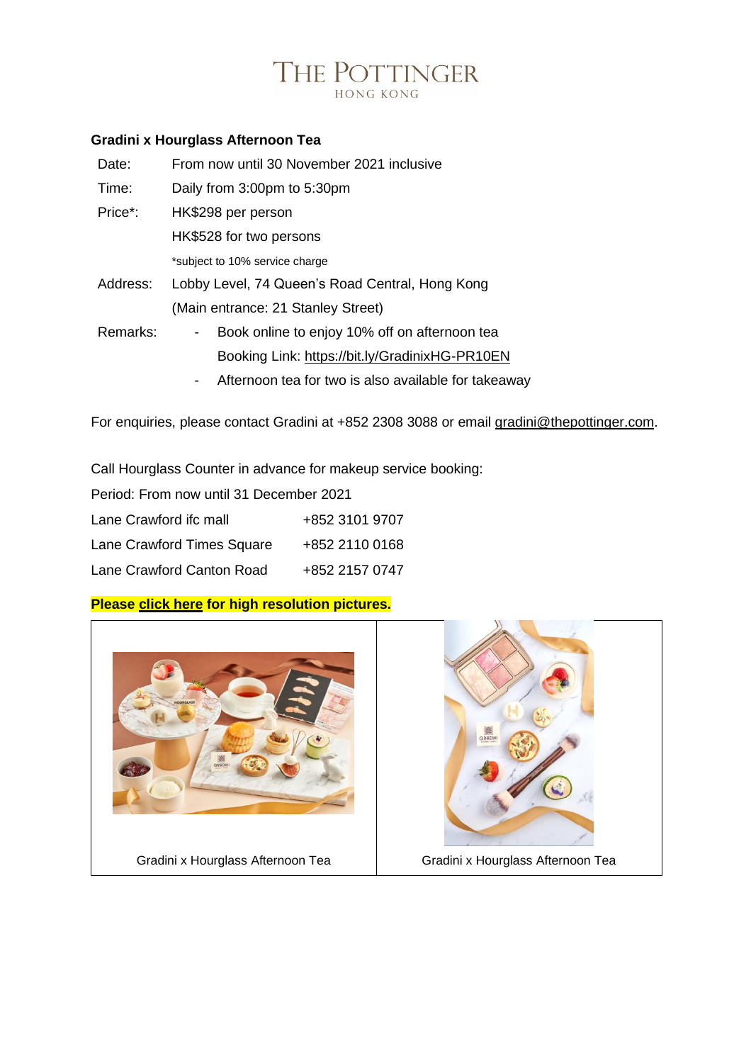**Gradini x Hourglass Afternoon Tea**

| | |
|---|---|
| Date: | From now until 30 November 2021 inclusive |
| Time: | Daily from 3:00pm to 5:30pm |
| Price*: | HK$298 per person |
| | HK$528 for two persons |
| | *subject to 10% service charge |
| Address: | Lobby Level, 74 Queen's Road Central, Hong Kong |
| | (Main entrance: 21 Stanley Street) |
| Remarks: | - Book online to enjoy 10% off on afternoon tea<br>Booking Link: https://bit.ly/GradinixHG-PR10EN |
| | - Afternoon tea for two is also available for takeaway |

For enquiries, please contact Gradini at +852 2308 3088 or email gradini@thepottinger.com.

Call Hourglass Counter in advance for makeup service booking:

Period: From now until 31 December 2021

| | |
|---|---|
| Lane Crawford ifc mall | +852 3101 9707 |
| Lane Crawford Times Square | +852 2110 0168 |
| Lane Crawford Canton Road | +852 2157 0747 |

**Please click here for high resolution pictures.**

| | |
|---|---|
| Gradini x Hourglass Afternoon Tea | Gradini x Hourglass Afternoon Tea |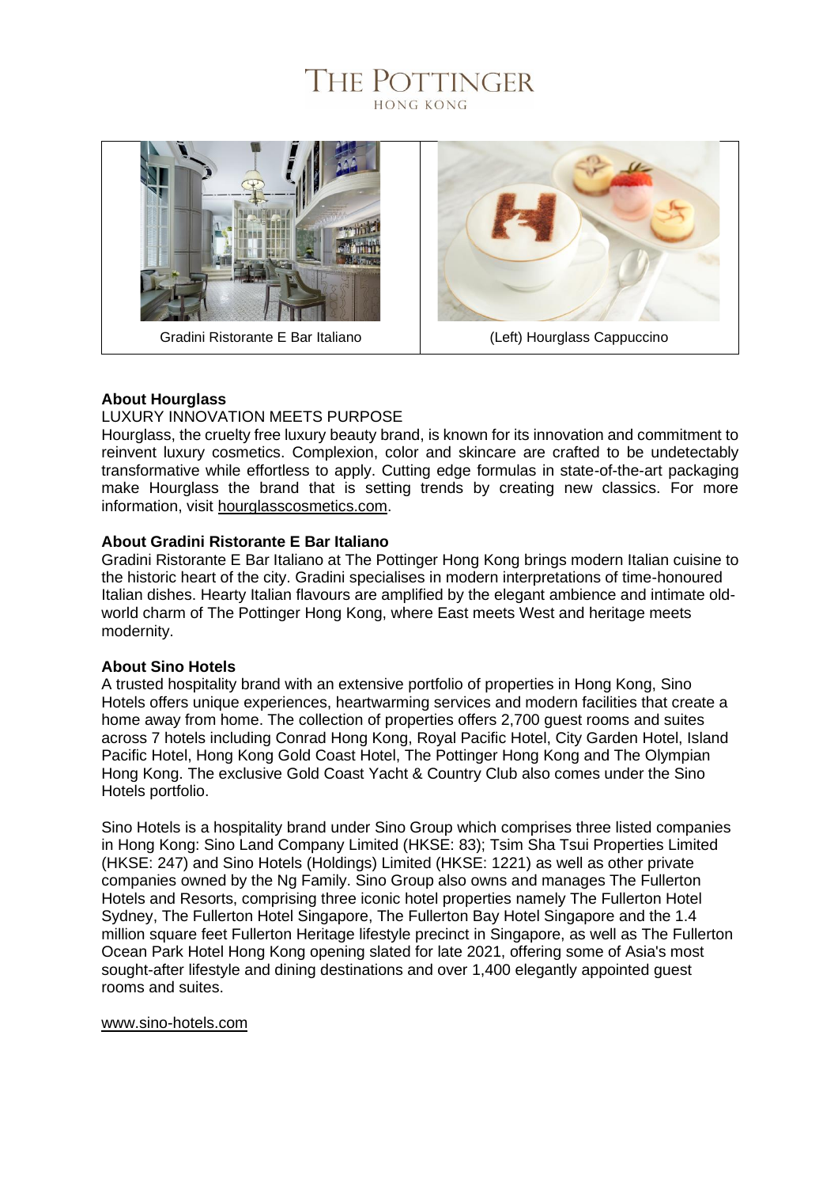Gradini Ristorante E Bar Italiano

(Left) Hourglass Cappuccino

**About Hourglass**

LUXURY INNOVATION MEETS PURPOSE

Hourglass, the cruelty free luxury beauty brand, is known for its innovation and commitment to reinvent luxury cosmetics. Complexion, color and skincare are crafted to be undetectably transformative while effortless to apply. Cutting edge formulas in state-of-the-art packaging make Hourglass the brand that is setting trends by creating new classics. For more information, visit hourglasscosmetics.com.

**About Gradini Ristorante E Bar Italiano**

Gradini Ristorante E Bar Italiano at The Pottinger Hong Kong brings modern Italian cuisine to the historic heart of the city. Gradini specialises in modern interpretations of time-honoured Italian dishes. Hearty Italian flavours are amplified by the elegant ambience and intimate old-world charm of The Pottinger Hong Kong, where East meets West and heritage meets modernity.

**About Sino Hotels**

A trusted hospitality brand with an extensive portfolio of properties in Hong Kong, Sino Hotels offers unique experiences, heartwarming services and modern facilities that create a home away from home. The collection of properties offers 2,700 guest rooms and suites across 7 hotels including Conrad Hong Kong, Royal Pacific Hotel, City Garden Hotel, Island Pacific Hotel, Hong Kong Gold Coast Hotel, The Pottinger Hong Kong and The Olympian Hong Kong. The exclusive Gold Coast Yacht & Country Club also comes under the Sino Hotels portfolio.

Sino Hotels is a hospitality brand under Sino Group which comprises three listed companies in Hong Kong: Sino Land Company Limited (HKSE: 83); Tsim Sha Tsui Properties Limited (HKSE: 247) and Sino Hotels (Holdings) Limited (HKSE: 1221) as well as other private companies owned by the Ng Family. Sino Group also owns and manages The Fullerton Hotels and Resorts, comprising three iconic hotel properties namely The Fullerton Hotel Sydney, The Fullerton Hotel Singapore, The Fullerton Bay Hotel Singapore and the 1.4 million square feet Fullerton Heritage lifestyle precinct in Singapore, as well as The Fullerton Ocean Park Hotel Hong Kong opening slated for late 2021, offering some of Asia's most sought-after lifestyle and dining destinations and over 1,400 elegantly appointed guest rooms and suites.

www.sino-hotels.com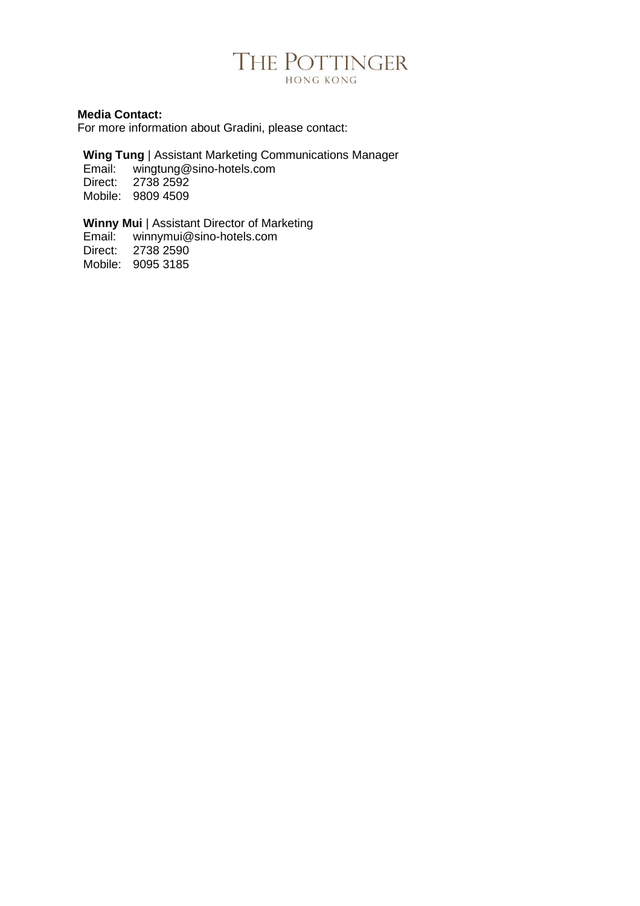THE POTTINGER
HONG KONG

**Media Contact:**
For more information about Gradini, please contact:

**Wing Tung** | Assistant Marketing Communications Manager
Email: wingtung@sino-hotels.com
Direct: 2738 2592
Mobile: 9809 4509

**Winny Mui** | Assistant Director of Marketing
Email: winnymui@sino-hotels.com
Direct: 2738 2590
Mobile: 9095 3185